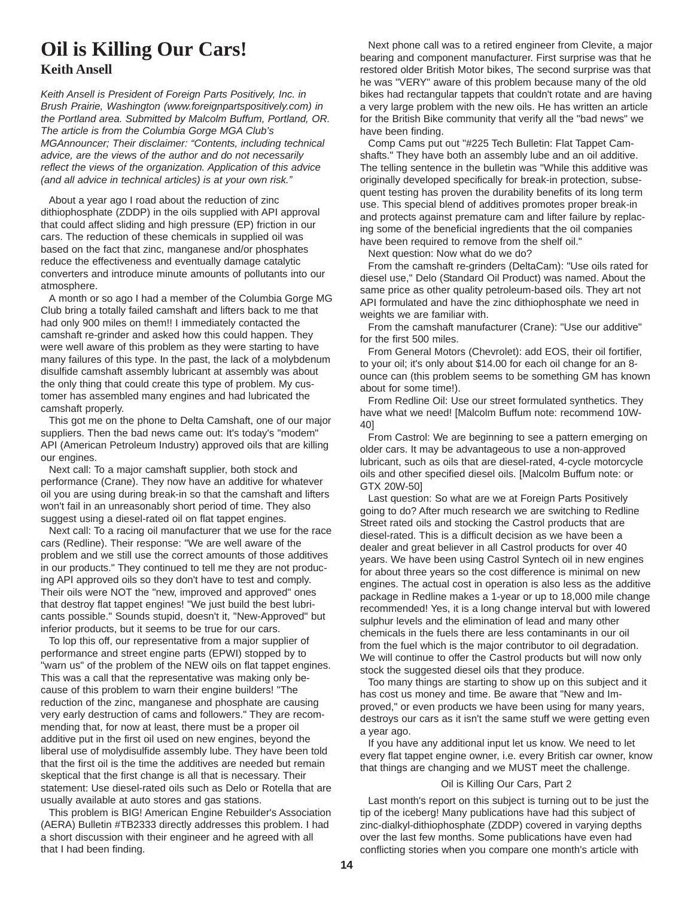# Oil is Killing Our Cars!

## Keith Ansell

*Keith Ansell is President of Foreign Parts Positively, Inc. in Brush Prairie, Washington (www.foreignpartspositively.com) in the Portland area. Submitted by Malcolm Buffum, Portland, OR. The article is from the Columbia Gorge MGA Club's MGAnnouncer; Their disclaimer: "Contents, including technical advice, are the views of the author and do not necessarily reflect the views of the organization. Application of this advice (and all advice in technical articles) is at your own risk."*

About a year ago I road about the reduction of zinc dithiophosphate (ZDDP) in the oils supplied with API approval that could affect sliding and high pressure (EP) friction in our cars. The reduction of these chemicals in supplied oil was based on the fact that zinc, manganese and/or phosphates reduce the effectiveness and eventually damage catalytic converters and introduce minute amounts of pollutants into our atmosphere.

A month or so ago I had a member of the Columbia Gorge MG Club bring a totally failed camshaft and lifters back to me that had only 900 miles on them!! I immediately contacted the camshaft re-grinder and asked how this could happen. They were well aware of this problem as they were starting to have many failures of this type. In the past, the lack of a molybdenum disulfide camshaft assembly lubricant at assembly was about the only thing that could create this type of problem. My customer has assembled many engines and had lubricated the camshaft properly.

This got me on the phone to Delta Camshaft, one of our major suppliers. Then the bad news came out: It's today's "modem" API (American Petroleum Industry) approved oils that are killing our engines.

Next call: To a major camshaft supplier, both stock and performance (Crane). They now have an additive for whatever oil you are using during break-in so that the camshaft and lifters won't fail in an unreasonably short period of time. They also suggest using a diesel-rated oil on flat tappet engines.

Next call: To a racing oil manufacturer that we use for the race cars (Redline). Their response: "We are well aware of the problem and we still use the correct amounts of those additives in our products." They continued to tell me they are not producing API approved oils so they don't have to test and comply. Their oils were NOT the "new, improved and approved" ones that destroy flat tappet engines! "We just build the best lubricants possible." Sounds stupid, doesn't it, "New-Approved" but inferior products, but it seems to be true for our cars.

To lop this off, our representative from a major supplier of performance and street engine parts (EPWI) stopped by to "warn us" of the problem of the NEW oils on flat tappet engines. This was a call that the representative was making only because of this problem to warn their engine builders! "The reduction of the zinc, manganese and phosphate are causing very early destruction of cams and followers." They are recommending that, for now at least, there must be a proper oil additive put in the first oil used on new engines, beyond the liberal use of molydisulfide assembly lube. They have been told that the first oil is the time the additives are needed but remain skeptical that the first change is all that is necessary. Their statement: Use diesel-rated oils such as Delo or Rotella that are usually available at auto stores and gas stations.

This problem is BIG! American Engine Rebuilder's Association (AERA) Bulletin #TB2333 directly addresses this problem. I had a short discussion with their engineer and he agreed with all that I had been finding.

Next phone call was to a retired engineer from Clevite, a major bearing and component manufacturer. First surprise was that he restored older British Motor bikes, The second surprise was that he was "VERY" aware of this problem because many of the old bikes had rectangular tappets that couldn't rotate and are having a very large problem with the new oils. He has written an article for the British Bike community that verify all the "bad news" we have been finding.

Comp Cams put out "#225 Tech Bulletin: Flat Tappet Camshafts." They have both an assembly lube and an oil additive. The telling sentence in the bulletin was "While this additive was originally developed specifically for break-in protection, subsequent testing has proven the durability benefits of its long term use. This special blend of additives promotes proper break-in and protects against premature cam and lifter failure by replacing some of the beneficial ingredients that the oil companies have been required to remove from the shelf oil."

Next question: Now what do we do?

From the camshaft re-grinders (DeltaCam): "Use oils rated for diesel use," Delo (Standard Oil Product) was named. About the same price as other quality petroleum-based oils. They art not API formulated and have the zinc dithiophosphate we need in weights we are familiar with.

From the camshaft manufacturer (Crane): "Use our additive" for the first 500 miles.

From General Motors (Chevrolet): add EOS, their oil fortifier, to your oil; it's only about $14.00 for each oil change for an 8-ounce can (this problem seems to be something GM has known about for some time!).

From Redline Oil: Use our street formulated synthetics. They have what we need! [Malcolm Buffum note: recommend 10W-40]

From Castrol: We are beginning to see a pattern emerging on older cars. It may be advantageous to use a non-approved lubricant, such as oils that are diesel-rated, 4-cycle motorcycle oils and other specified diesel oils. [Malcolm Buffum note: or GTX 20W-50]

Last question: So what are we at Foreign Parts Positively going to do? After much research we are switching to Redline Street rated oils and stocking the Castrol products that are diesel-rated. This is a difficult decision as we have been a dealer and great believer in all Castrol products for over 40 years. We have been using Castrol Syntech oil in new engines for about three years so the cost difference is minimal on new engines. The actual cost in operation is also less as the additive package in Redline makes a 1-year or up to 18,000 mile change recommended! Yes, it is a long change interval but with lowered sulphur levels and the elimination of lead and many other chemicals in the fuels there are less contaminants in our oil from the fuel which is the major contributor to oil degradation. We will continue to offer the Castrol products but will now only stock the suggested diesel oils that they produce.

Too many things are starting to show up on this subject and it has cost us money and time. Be aware that "New and Improved," or even products we have been using for many years, destroys our cars as it isn't the same stuff we were getting even a year ago.

If you have any additional input let us know. We need to let every flat tappet engine owner, i.e. every British car owner, know that things are changing and we MUST meet the challenge.

### Oil is Killing Our Cars, Part 2

Last month's report on this subject is turning out to be just the tip of the iceberg! Many publications have had this subject of zinc-dialkyl-dithiophosphate (ZDDP) covered in varying depths over the last few months. Some publications have even had conflicting stories when you compare one month's article with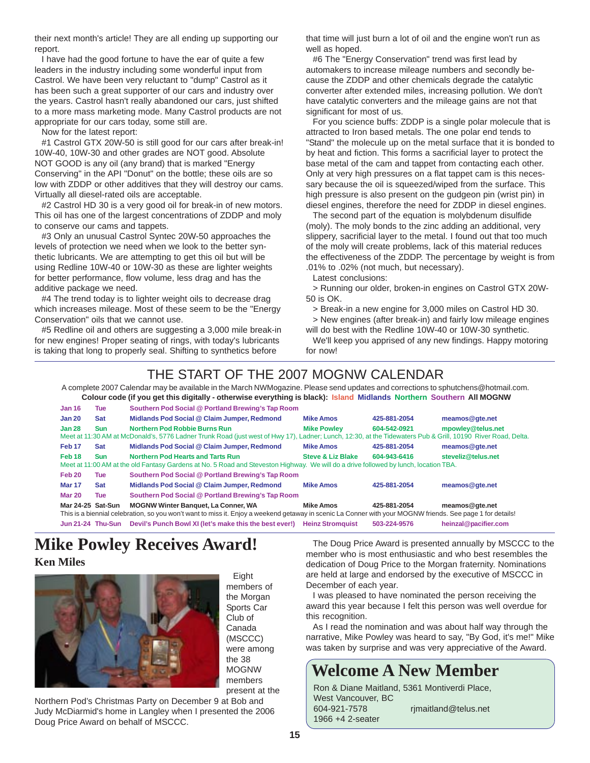their next month's article! They are all ending up supporting our report.

I have had the good fortune to have the ear of quite a few leaders in the industry including some wonderful input from Castrol. We have been very reluctant to "dump" Castrol as it has been such a great supporter of our cars and industry over the years. Castrol hasn't really abandoned our cars, just shifted to a more mass marketing mode. Many Castrol products are not appropriate for our cars today, some still are.

Now for the latest report:

#1 Castrol GTX 20W-50 is still good for our cars after break-in! 10W-40, 10W-30 and other grades are NOT good. Absolute NOT GOOD is any oil (any brand) that is marked "Energy Conserving" in the API "Donut" on the bottle; these oils are so low with ZDDP or other additives that they will destroy our cams. Virtually all diesel-rated oils are acceptable.

#2 Castrol HD 30 is a very good oil for break-in of new motors. This oil has one of the largest concentrations of ZDDP and moly to conserve our cams and tappets.

#3 Only an unusual Castrol Syntec 20W-50 approaches the levels of protection we need when we look to the better synthetic lubricants. We are attempting to get this oil but will be using Redline 10W-40 or 10W-30 as these are lighter weights for better performance, flow volume, less drag and has the additive package we need.

#4 The trend today is to lighter weight oils to decrease drag which increases mileage. Most of these seem to be the "Energy Conservation" oils that we cannot use.

#5 Redline oil and others are suggesting a 3,000 mile break-in for new engines! Proper seating of rings, with today's lubricants is taking that long to properly seal. Shifting to synthetics before that time will just burn a lot of oil and the engine won't run as well as hoped.

#6 The "Energy Conservation" trend was first lead by automakers to increase mileage numbers and secondly because the ZDDP and other chemicals degrade the catalytic converter after extended miles, increasing pollution. We don't have catalytic converters and the mileage gains are not that significant for most of us.

For you science buffs: ZDDP is a single polar molecule that is attracted to Iron based metals. The one polar end tends to "Stand" the molecule up on the metal surface that it is bonded to by heat and fiction. This forms a sacrificial layer to protect the base metal of the cam and tappet from contacting each other. Only at very high pressures on a flat tappet cam is this necessary because the oil is squeezed/wiped from the surface. This high pressure is also present on the gudgeon pin (wrist pin) in diesel engines, therefore the need for ZDDP in diesel engines.

The second part of the equation is molybdenum disulfide (moly). The moly bonds to the zinc adding an additional, very slippery, sacrificial layer to the metal. I found out that too much of the moly will create problems, lack of this material reduces the effectiveness of the ZDDP. The percentage by weight is from .01% to .02% (not much, but necessary).

Latest conclusions:

> Running our older, broken-in engines on Castrol GTX 20W-50 is OK.

> Break-in a new engine for 3,000 miles on Castrol HD 30.

> New engines (after break-in) and fairly low mileage engines will do best with the Redline 10W-40 or 10W-30 synthetic.

We'll keep you apprised of any new findings. Happy motoring for now!

## THE START OF THE 2007 MOGNW CALENDAR

A complete 2007 Calendar may be available in the March NWMogazine. Please send updates and corrections to sphutchens@hotmail.com.

**Colour code (if you get this digitally - otherwise everything is black): Island Midlands Northern Southern All MOGNW**

| | | | | | |
|---|---|---|---|---|---|
| Jan 16 | Tue | Southern Pod Social @ Portland Brewing's Tap Room | | | |
| Jan 20 | Sat | Midlands Pod Social @ Claim Jumper, Redmond | Mike Amos | 425-881-2054 | meamos@gte.net |
| Jan 28 | Sun | Northern Pod Robbie Burns Run | Mike Powley | 604-542-0921 | mpowley@telus.net |
| | | Meet at 11:30 AM at McDonald's, 5776 Ladner Trunk Road (just west of Hwy 17), Ladner; Lunch, 12:30, at the Tidewaters Pub & Grill, 10190 River Road, Delta. | | | |
| Feb 17 | Sat | Midlands Pod Social @ Claim Jumper, Redmond | Mike Amos | 425-881-2054 | meamos@gte.net |
| Feb 18 | Sun | Northern Pod Hearts and Tarts Run | Steve & Liz Blake | 604-943-6416 | steveliz@telus.net |
| | | Meet at 11:00 AM at the old Fantasy Gardens at No. 5 Road and Steveston Highway. We will do a drive followed by lunch, location TBA. | | | |
| Feb 20 | Tue | Southern Pod Social @ Portland Brewing's Tap Room | | | |
| Mar 17 | Sat | Midlands Pod Social @ Claim Jumper, Redmond | Mike Amos | 425-881-2054 | meamos@gte.net |
| Mar 20 | Tue | Southern Pod Social @ Portland Brewing's Tap Room | | | |
| Mar 24-25 | Sat-Sun | MOGNW Winter Banquet, La Conner, WA | Mike Amos | 425-881-2054 | meamos@gte.net |
| | | This is a biennial celebration, so you won't want to miss it. Enjoy a weekend getaway in scenic La Conner with your MOGNW friends. See page 1 for details! | | | |
| Jun 21-24 | Thu-Sun | Devil's Punch Bowl XI (let's make this the best ever!) | Heinz Stromquist | 503-224-9576 | heinzal@pacifier.com |

# Mike Powley Receives Award!

**Ken Miles**

Eight members of the Morgan Sports Car Club of Canada (MSCCC) were among the 38 MOGNW members present at the Northern Pod's Christmas Party on December 9 at Bob and Judy McDiarmid's home in Langley when I presented the 2006 Doug Price Award on behalf of MSCCC.

The Doug Price Award is presented annually by MSCCC to the member who is most enthusiastic and who best resembles the dedication of Doug Price to the Morgan fraternity. Nominations are held at large and endorsed by the executive of MSCCC in December of each year.

I was pleased to have nominated the person receiving the award this year because I felt this person was well overdue for this recognition.

As I read the nomination and was about half way through the narrative, Mike Powley was heard to say, "By God, it's me!" Mike was taken by surprise and was very appreciative of the Award.

# Welcome A New Member

Ron & Diane Maitland, 5361 Montiverdi Place,
West Vancouver, BC
604-921-7578 rjmaitland@telus.net
1966 +4 2-seater